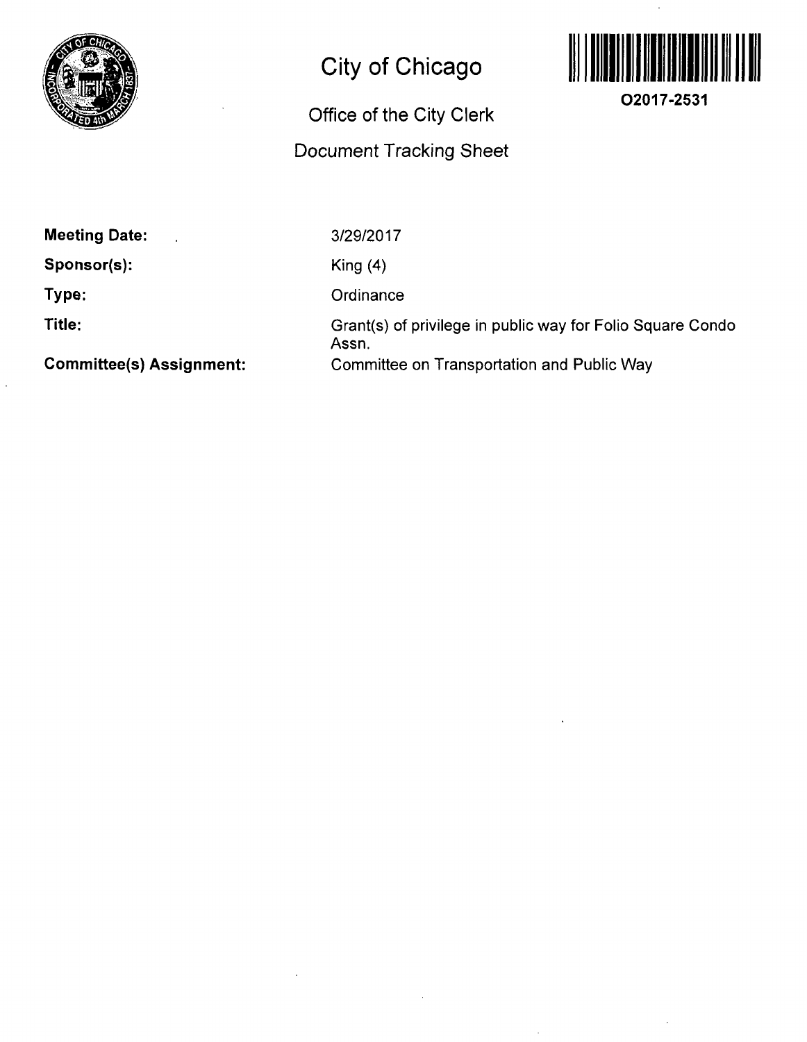# City of Chicago

## Office of the City Clerk

## Document Tracking Sheet

O2017-2531

| | |
|---|---|
| **Meeting Date:** | 3/29/2017 |
| **Sponsor(s):** | King (4) |
| **Type:** | Ordinance |
| **Title:** | Grant(s) of privilege in public way for Folio Square Condo Assn. |
| **Committee(s) Assignment:** | Committee on Transportation and Public Way |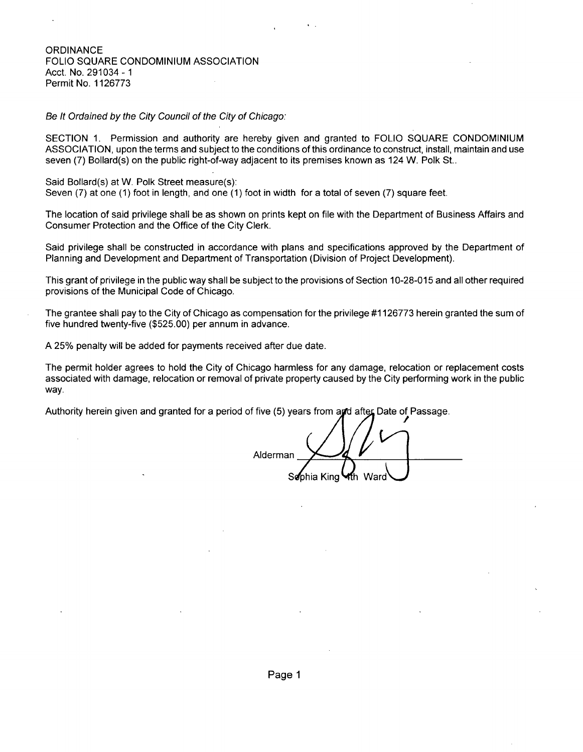ORDINANCE
FOLIO SQUARE CONDOMINIUM ASSOCIATION
Acct. No. 291034 - 1
Permit No. 1126773

*Be It Ordained by the City Council of the City of Chicago:*

SECTION 1. Permission and authority are hereby given and granted to FOLIO SQUARE CONDOMINIUM ASSOCIATION, upon the terms and subject to the conditions of this ordinance to construct, install, maintain and use seven (7) Bollard(s) on the public right-of-way adjacent to its premises known as 124 W. Polk St..

Said Bollard(s) at W. Polk Street measure(s):
Seven (7) at one (1) foot in length, and one (1) foot in width for a total of seven (7) square feet.

The location of said privilege shall be as shown on prints kept on file with the Department of Business Affairs and Consumer Protection and the Office of the City Clerk.

Said privilege shall be constructed in accordance with plans and specifications approved by the Department of Planning and Development and Department of Transportation (Division of Project Development).

This grant of privilege in the public way shall be subject to the provisions of Section 10-28-015 and all other required provisions of the Municipal Code of Chicago.

The grantee shall pay to the City of Chicago as compensation for the privilege #1126773 herein granted the sum of five hundred twenty-five ($525.00) per annum in advance.

A 25% penalty will be added for payments received after due date.

The permit holder agrees to hold the City of Chicago harmless for any damage, relocation or replacement costs associated with damage, relocation or removal of private property caused by the City performing work in the public way.

Authority herein given and granted for a period of five (5) years from and after Date of Passage.

Alderman ____________________
Sophia King 4th Ward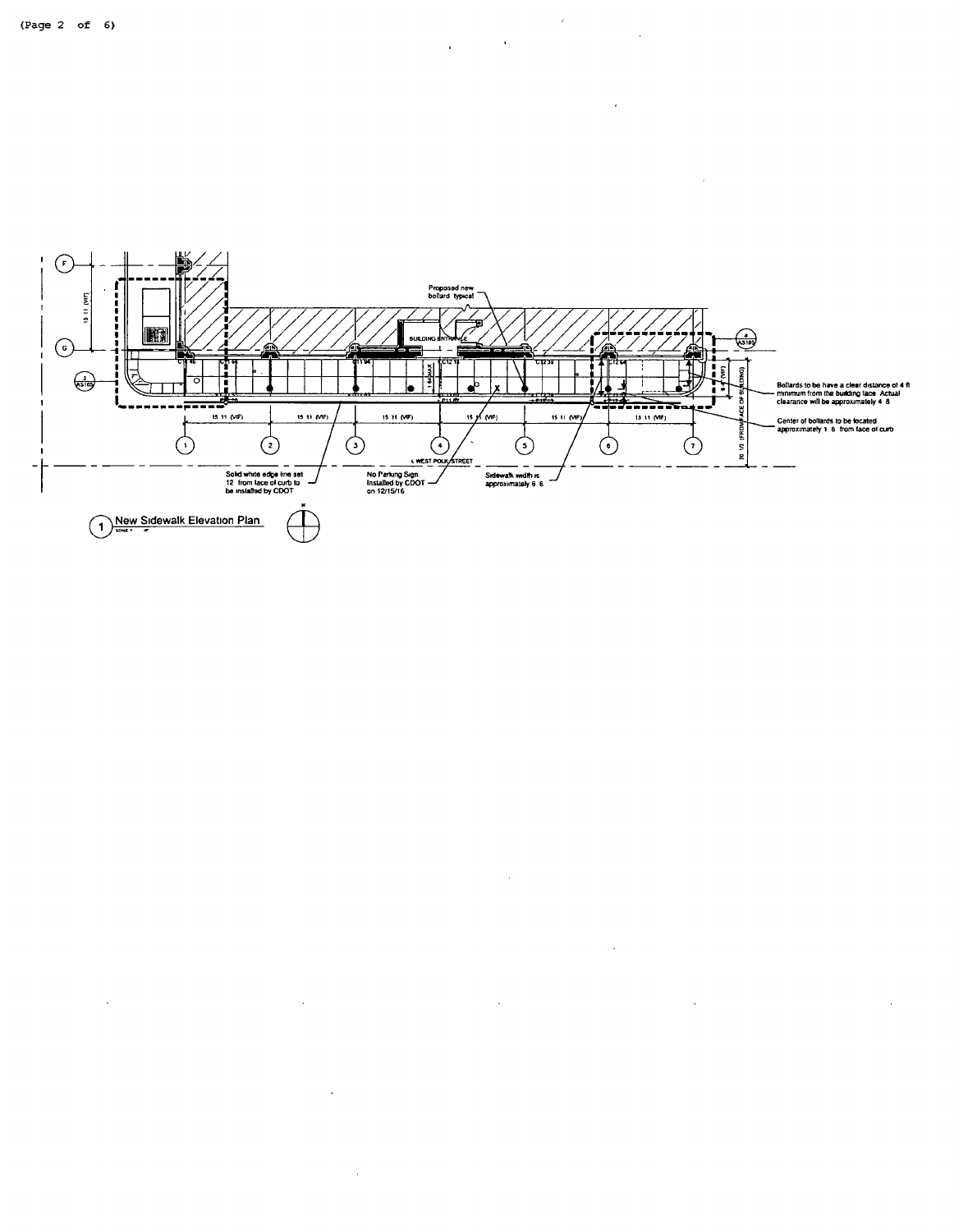Proposed new bollard typical

BUILDING ENTRANCE

Bollards to be have a clear distance of 4 ft minimum from the building face Actual clearance will be approximately 4 8

Center of bollards to be located approximately 1 6 from face of curb

15 11 (VIF) | 15 11 (VIF) | 15 11 (VIF) | 15 11 (VIF) | 15 11 (VIF) | 15 11 (VIF)

1 | 2 | 3 | 4 | 5 | 6 | 7

20 1/2 (FROM FACE OF BUILDING)

WEST POLK STREET

Solid white edge line set 12 from face of curb to be installed by CDOT

No Parking Sign Installed by CDOT on 12/15/16

Sidewalk width is approximately 6 6

1 New Sidewalk Elevation Plan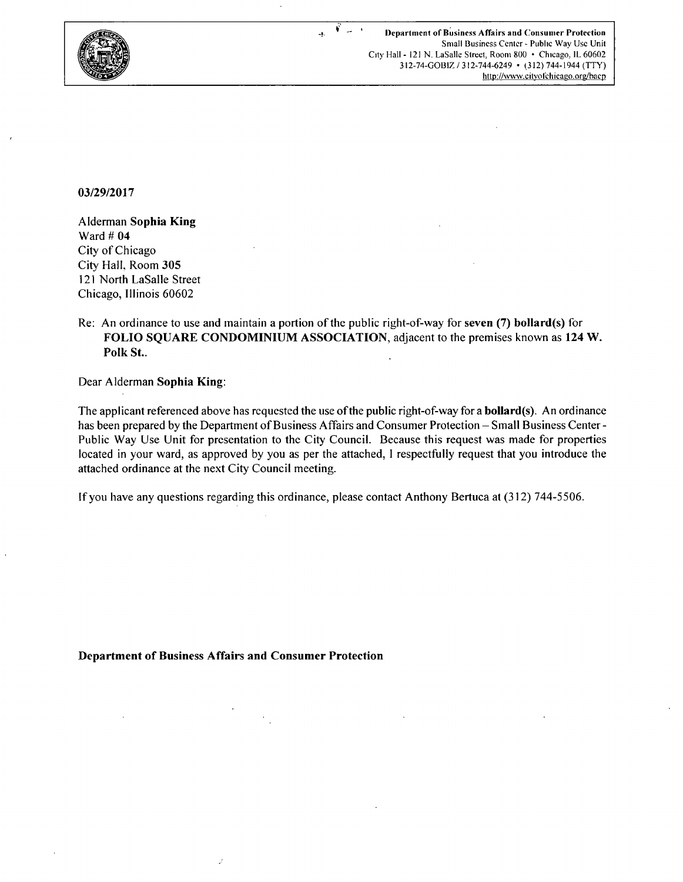**Department of Business Affairs and Consumer Protection**
Small Business Center - Public Way Use Unit
City Hall - 121 N. LaSalle Street, Room 800 • Chicago, IL 60602
312-74-GOBIZ / 312-744-6249 • (312) 744-1944 (TTY)
http://www.cityofchicago.org/bacp

**03/29/2017**

Alderman **Sophia King**
Ward # **04**
City of Chicago
City Hall, Room **305**
121 North LaSalle Street
Chicago, Illinois 60602

Re: An ordinance to use and maintain a portion of the public right-of-way for **seven (7) bollard(s)** for **FOLIO SQUARE CONDOMINIUM ASSOCIATION**, adjacent to the premises known as **124 W. Polk St.**.

Dear Alderman **Sophia King**:

The applicant referenced above has requested the use of the public right-of-way for a **bollard(s)**. An ordinance has been prepared by the Department of Business Affairs and Consumer Protection – Small Business Center - Public Way Use Unit for presentation to the City Council. Because this request was made for properties located in your ward, as approved by you as per the attached, I respectfully request that you introduce the attached ordinance at the next City Council meeting.

If you have any questions regarding this ordinance, please contact Anthony Bertuca at (312) 744-5506.

**Department of Business Affairs and Consumer Protection**